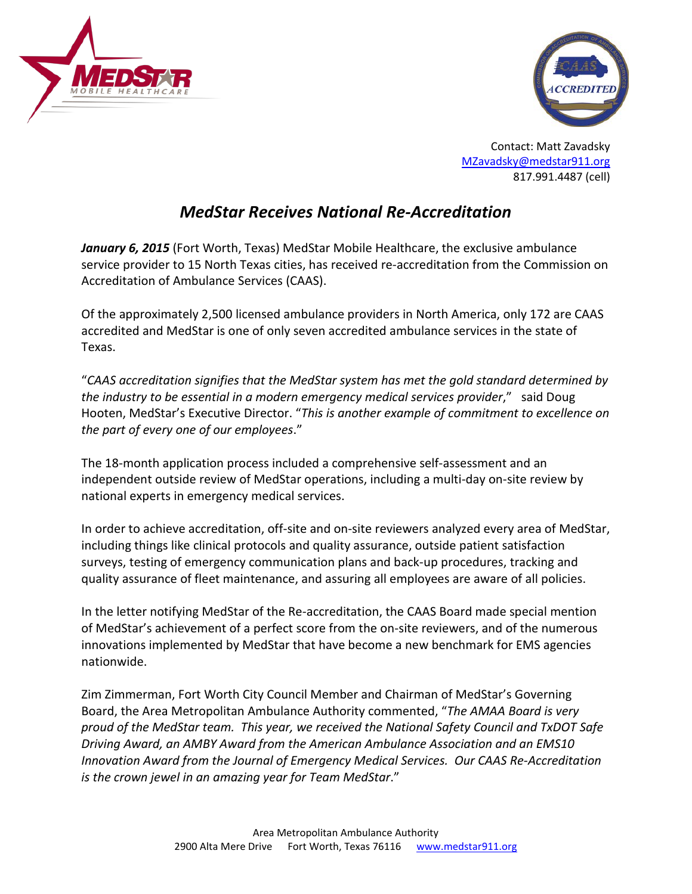Contact: Matt Zavadsky
MZavadsky@medstar911.org
817.991.4487 (cell)

# *MedStar Receives National Re-Accreditation*

***January 6, 2015*** (Fort Worth, Texas) MedStar Mobile Healthcare, the exclusive ambulance service provider to 15 North Texas cities, has received re-accreditation from the Commission on Accreditation of Ambulance Services (CAAS).

Of the approximately 2,500 licensed ambulance providers in North America, only 172 are CAAS accredited and MedStar is one of only seven accredited ambulance services in the state of Texas.

"*CAAS accreditation signifies that the MedStar system has met the gold standard determined by the industry to be essential in a modern emergency medical services provider*," said Doug Hooten, MedStar's Executive Director. "*This is another example of commitment to excellence on the part of every one of our employees*."

The 18-month application process included a comprehensive self-assessment and an independent outside review of MedStar operations, including a multi-day on-site review by national experts in emergency medical services.

In order to achieve accreditation, off-site and on-site reviewers analyzed every area of MedStar, including things like clinical protocols and quality assurance, outside patient satisfaction surveys, testing of emergency communication plans and back-up procedures, tracking and quality assurance of fleet maintenance, and assuring all employees are aware of all policies.

In the letter notifying MedStar of the Re-accreditation, the CAAS Board made special mention of MedStar's achievement of a perfect score from the on-site reviewers, and of the numerous innovations implemented by MedStar that have become a new benchmark for EMS agencies nationwide.

Zim Zimmerman, Fort Worth City Council Member and Chairman of MedStar's Governing Board, the Area Metropolitan Ambulance Authority commented, "*The AMAA Board is very proud of the MedStar team. This year, we received the National Safety Council and TxDOT Safe Driving Award, an AMBY Award from the American Ambulance Association and an EMS10 Innovation Award from the Journal of Emergency Medical Services. Our CAAS Re-Accreditation is the crown jewel in an amazing year for Team MedStar*."

Area Metropolitan Ambulance Authority
2900 Alta Mere Drive Fort Worth, Texas 76116 www.medstar911.org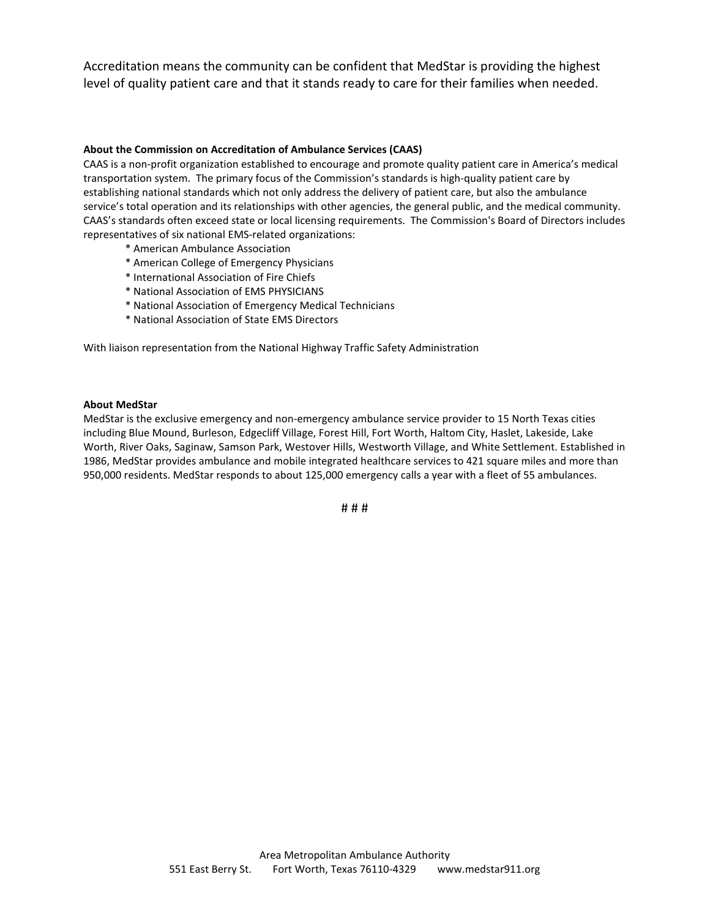Accreditation means the community can be confident that MedStar is providing the highest level of quality patient care and that it stands ready to care for their families when needed.

**About the Commission on Accreditation of Ambulance Services (CAAS)**

CAAS is a non-profit organization established to encourage and promote quality patient care in America's medical transportation system. The primary focus of the Commission's standards is high-quality patient care by establishing national standards which not only address the delivery of patient care, but also the ambulance service's total operation and its relationships with other agencies, the general public, and the medical community. CAAS's standards often exceed state or local licensing requirements. The Commission's Board of Directors includes representatives of six national EMS-related organizations:

* American Ambulance Association
* American College of Emergency Physicians
* International Association of Fire Chiefs
* National Association of EMS PHYSICIANS
* National Association of Emergency Medical Technicians
* National Association of State EMS Directors

With liaison representation from the National Highway Traffic Safety Administration

**About MedStar**

MedStar is the exclusive emergency and non-emergency ambulance service provider to 15 North Texas cities including Blue Mound, Burleson, Edgecliff Village, Forest Hill, Fort Worth, Haltom City, Haslet, Lakeside, Lake Worth, River Oaks, Saginaw, Samson Park, Westover Hills, Westworth Village, and White Settlement. Established in 1986, MedStar provides ambulance and mobile integrated healthcare services to 421 square miles and more than 950,000 residents. MedStar responds to about 125,000 emergency calls a year with a fleet of 55 ambulances.

# # #

Area Metropolitan Ambulance Authority
551 East Berry St. Fort Worth, Texas 76110-4329 www.medstar911.org